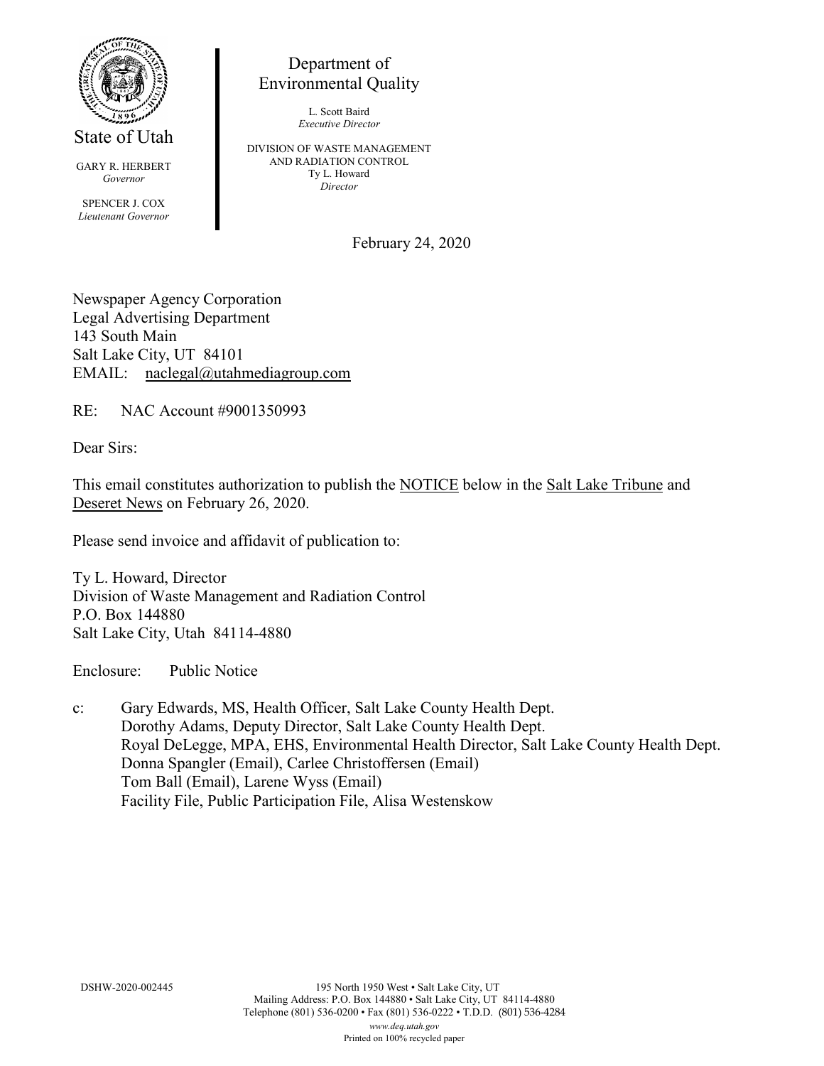State of Utah

GARY R. HERBERT
*Governor*

SPENCER J. COX
*Lieutenant Governor*

Department of
Environmental Quality

L. Scott Baird
*Executive Director*

DIVISION OF WASTE MANAGEMENT
AND RADIATION CONTROL
Ty L. Howard
*Director*

February 24, 2020

Newspaper Agency Corporation
Legal Advertising Department
143 South Main
Salt Lake City, UT 84101
EMAIL: naclegal@utahmediagroup.com

RE: NAC Account #9001350993

Dear Sirs:

This email constitutes authorization to publish the NOTICE below in the Salt Lake Tribune and Deseret News on February 26, 2020.

Please send invoice and affidavit of publication to:

Ty L. Howard, Director
Division of Waste Management and Radiation Control
P.O. Box 144880
Salt Lake City, Utah 84114-4880

Enclosure: Public Notice

c: Gary Edwards, MS, Health Officer, Salt Lake County Health Dept.
Dorothy Adams, Deputy Director, Salt Lake County Health Dept.
Royal DeLegge, MPA, EHS, Environmental Health Director, Salt Lake County Health Dept.
Donna Spangler (Email), Carlee Christoffersen (Email)
Tom Ball (Email), Larene Wyss (Email)
Facility File, Public Participation File, Alisa Westenskow

DSHW-2020-002445

195 North 1950 West • Salt Lake City, UT
Mailing Address: P.O. Box 144880 • Salt Lake City, UT 84114-4880
Telephone (801) 536-0200 • Fax (801) 536-0222 • T.D.D. (801) 536-4284
*www.deq.utah.gov*
Printed on 100% recycled paper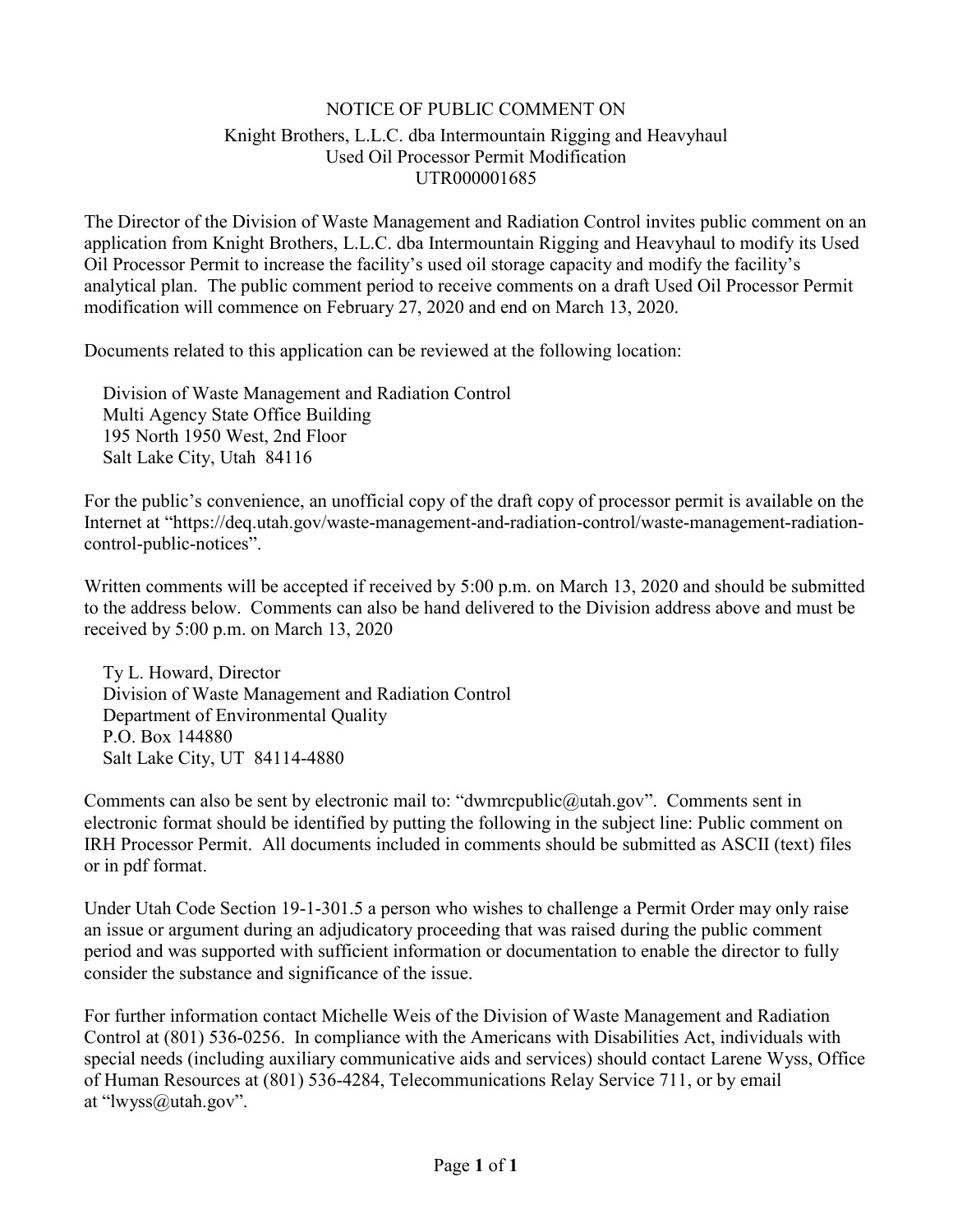# NOTICE OF PUBLIC COMMENT ON
## Knight Brothers, L.L.C. dba Intermountain Rigging and Heavyhaul
## Used Oil Processor Permit Modification
## UTR000001685

The Director of the Division of Waste Management and Radiation Control invites public comment on an application from Knight Brothers, L.L.C. dba Intermountain Rigging and Heavyhaul to modify its Used Oil Processor Permit to increase the facility's used oil storage capacity and modify the facility's analytical plan. The public comment period to receive comments on a draft Used Oil Processor Permit modification will commence on February 27, 2020 and end on March 13, 2020.

Documents related to this application can be reviewed at the following location:

Division of Waste Management and Radiation Control  
Multi Agency State Office Building  
195 North 1950 West, 2nd Floor  
Salt Lake City, Utah 84116

For the public's convenience, an unofficial copy of the draft copy of processor permit is available on the Internet at "https://deq.utah.gov/waste-management-and-radiation-control/waste-management-radiation-control-public-notices".

Written comments will be accepted if received by 5:00 p.m. on March 13, 2020 and should be submitted to the address below. Comments can also be hand delivered to the Division address above and must be received by 5:00 p.m. on March 13, 2020

Ty L. Howard, Director  
Division of Waste Management and Radiation Control  
Department of Environmental Quality  
P.O. Box 144880  
Salt Lake City, UT 84114-4880

Comments can also be sent by electronic mail to: "dwmrcpublic@utah.gov". Comments sent in electronic format should be identified by putting the following in the subject line: Public comment on IRH Processor Permit. All documents included in comments should be submitted as ASCII (text) files or in pdf format.

Under Utah Code Section 19-1-301.5 a person who wishes to challenge a Permit Order may only raise an issue or argument during an adjudicatory proceeding that was raised during the public comment period and was supported with sufficient information or documentation to enable the director to fully consider the substance and significance of the issue.

For further information contact Michelle Weis of the Division of Waste Management and Radiation Control at (801) 536-0256. In compliance with the Americans with Disabilities Act, individuals with special needs (including auxiliary communicative aids and services) should contact Larene Wyss, Office of Human Resources at (801) 536-4284, Telecommunications Relay Service 711, or by email at "lwyss@utah.gov".